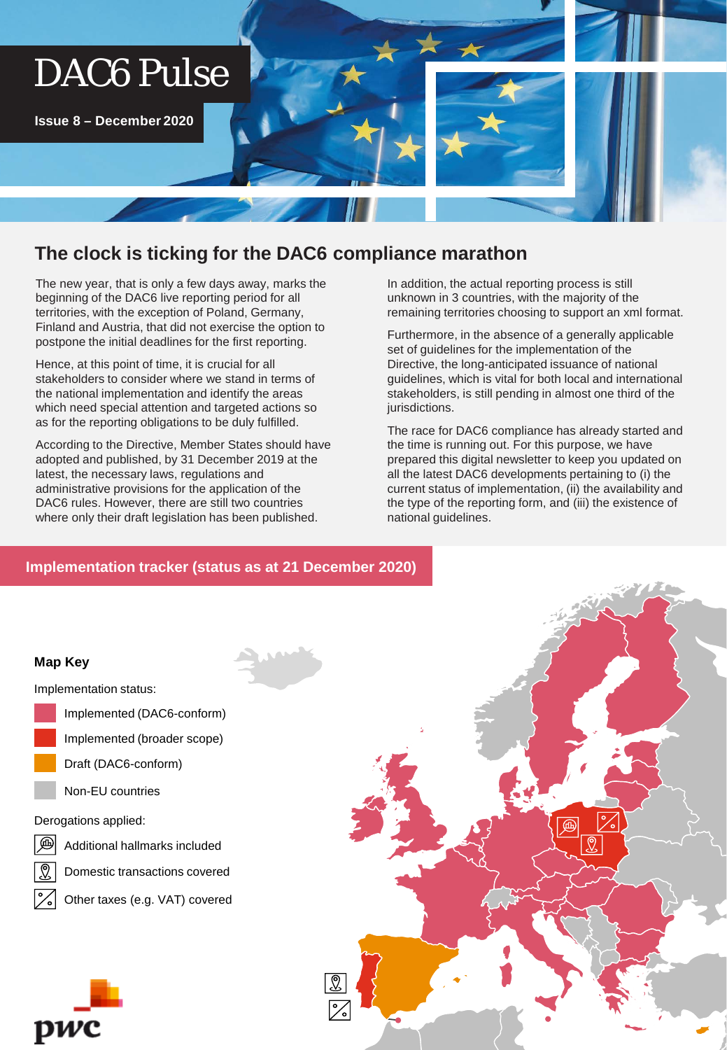# DAC6 Pulse

**Issue 8 – December 2020**

## The clock is ticking for the DAC6 compliance marathon

The new year, that is only a few days away, marks the beginning of the DAC6 live reporting period for all territories, with the exception of Poland, Germany, Finland and Austria, that did not exercise the option to postpone the initial deadlines for the first reporting.

Hence, at this point of time, it is crucial for all stakeholders to consider where we stand in terms of the national implementation and identify the areas which need special attention and targeted actions so as for the reporting obligations to be duly fulfilled.

According to the Directive, Member States should have adopted and published, by 31 December 2019 at the latest, the necessary laws, regulations and administrative provisions for the application of the DAC6 rules. However, there are still two countries where only their draft legislation has been published.

In addition, the actual reporting process is still unknown in 3 countries, with the majority of the remaining territories choosing to support an xml format.

Furthermore, in the absence of a generally applicable set of guidelines for the implementation of the Directive, the long-anticipated issuance of national guidelines, which is vital for both local and international stakeholders, is still pending in almost one third of the jurisdictions.

The race for DAC6 compliance has already started and the time is running out. For this purpose, we have prepared this digital newsletter to keep you updated on all the latest DAC6 developments pertaining to (i) the current status of implementation, (ii) the availability and the type of the reporting form, and (iii) the existence of national guidelines.

## Implementation tracker (status as at 21 December 2020)

**Map Key**

Implementation status:

- Implemented (DAC6-conform)
- Implemented (broader scope)
- Draft (DAC6-conform)
- Non-EU countries

Derogations applied:

- Additional hallmarks included
- Domestic transactions covered
- Other taxes (e.g. VAT) covered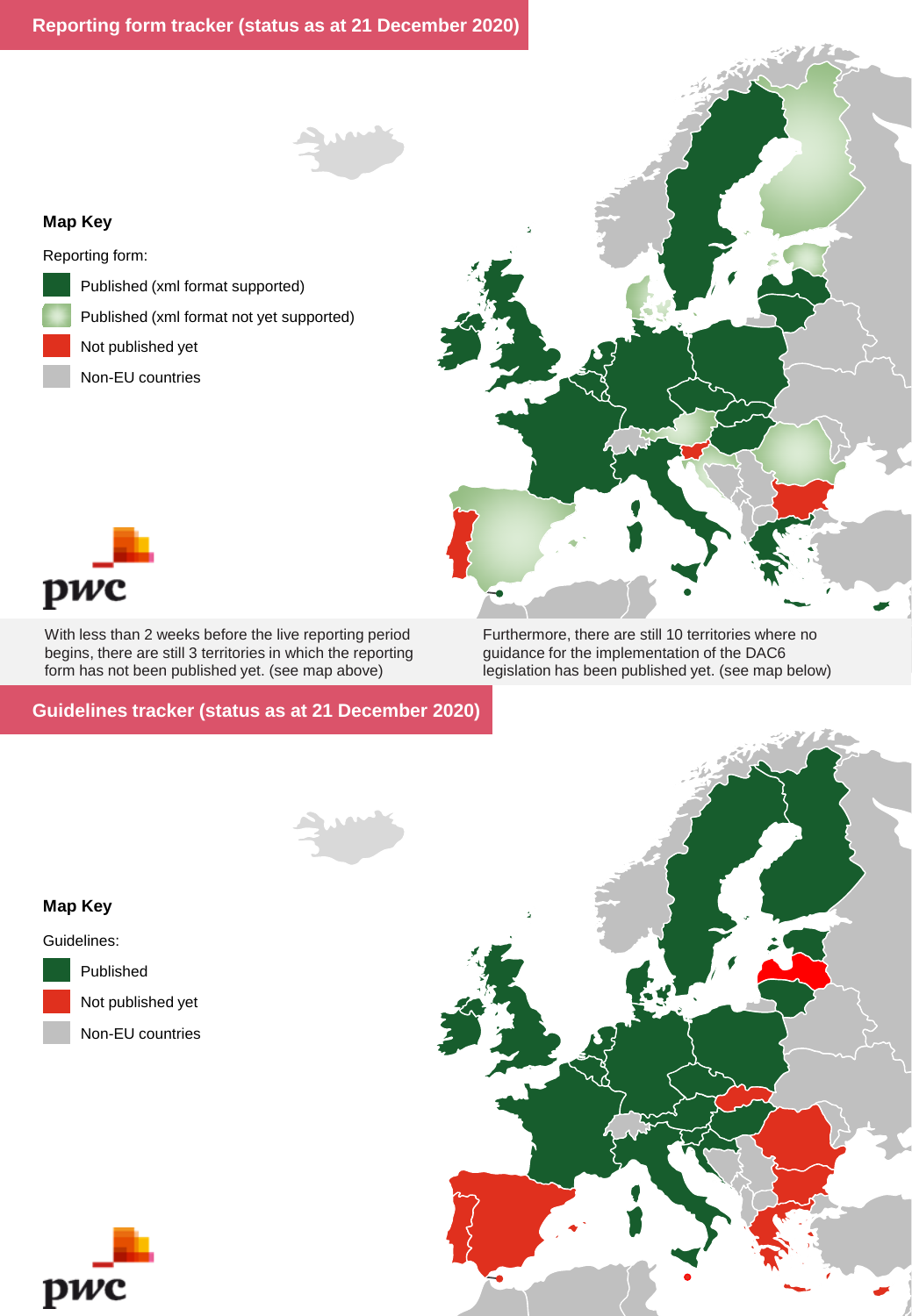## Reporting form tracker (status as at 21 December 2020)

**Map Key**

Reporting form:

- Published (xml format supported)
- Published (xml format not yet supported)
- Not published yet
- Non-EU countries

With less than 2 weeks before the live reporting period begins, there are still 3 territories in which the reporting form has not been published yet. (see map above)

Furthermore, there are still 10 territories where no guidance for the implementation of the DAC6 legislation has been published yet. (see map below)

## Guidelines tracker (status as at 21 December 2020)

**Map Key**

Guidelines:

- Published
- Not published yet
- Non-EU countries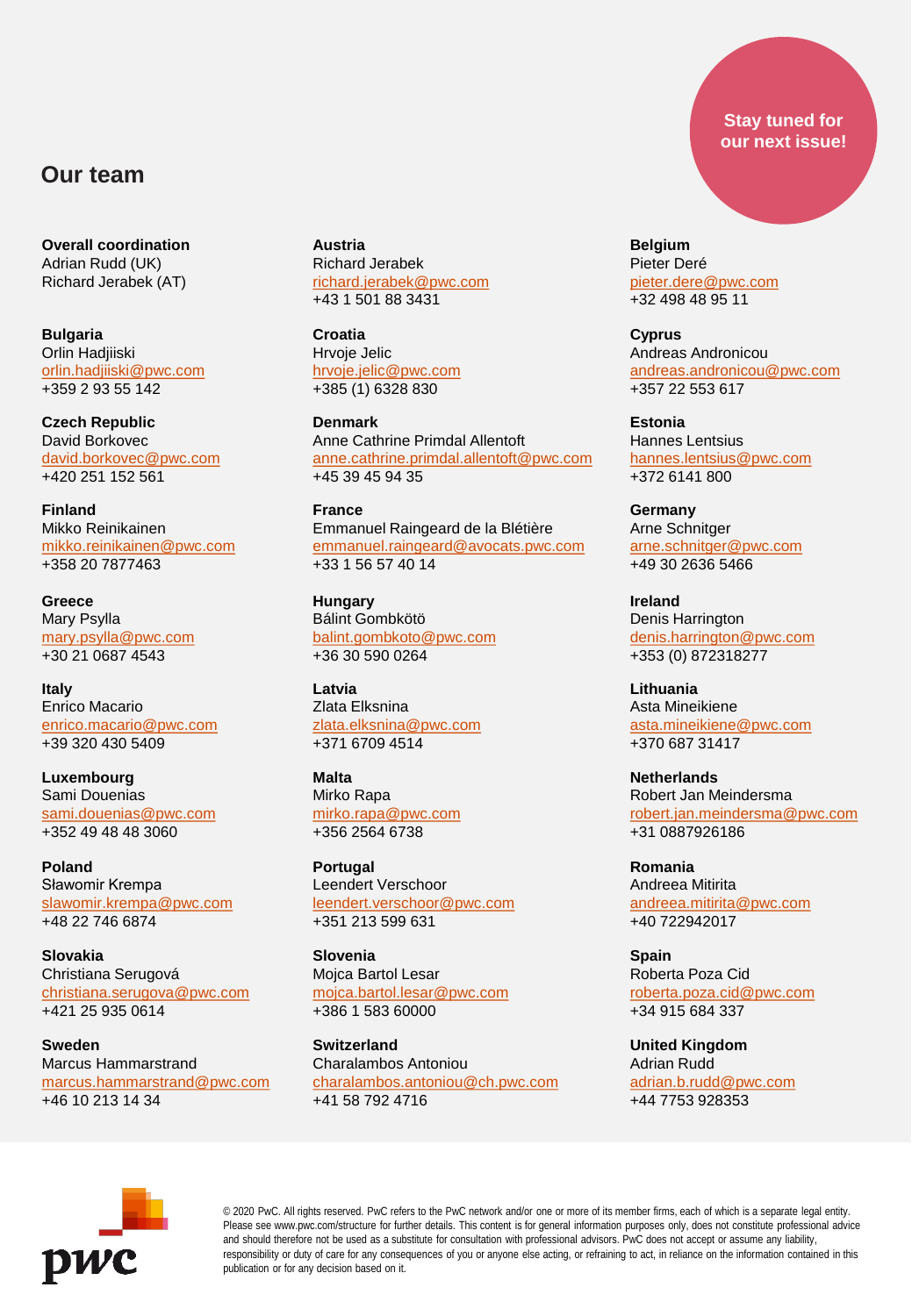Stay tuned for our next issue!

## Our team

**Overall coordination**
Adrian Rudd (UK)
Richard Jerabek (AT)

**Austria**
Richard Jerabek
richard.jerabek@pwc.com
+43 1 501 88 3431

**Belgium**
Pieter Deré
pieter.dere@pwc.com
+32 498 48 95 11

**Bulgaria**
Orlin Hadjiiski
orlin.hadjiiski@pwc.com
+359 2 93 55 142

**Croatia**
Hrvoje Jelic
hrvoje.jelic@pwc.com
+385 (1) 6328 830

**Cyprus**
Andreas Andronicou
andreas.andronicou@pwc.com
+357 22 553 617

**Czech Republic**
David Borkovec
david.borkovec@pwc.com
+420 251 152 561

**Denmark**
Anne Cathrine Primdal Allentoft
anne.cathrine.primdal.allentoft@pwc.com
+45 39 45 94 35

**Estonia**
Hannes Lentsius
hannes.lentsius@pwc.com
+372 6141 800

**Finland**
Mikko Reinikainen
mikko.reinikainen@pwc.com
+358 20 7877463

**France**
Emmanuel Raingeard de la Blétière
emmanuel.raingeard@avocats.pwc.com
+33 1 56 57 40 14

**Germany**
Arne Schnitger
arne.schnitger@pwc.com
+49 30 2636 5466

**Greece**
Mary Psylla
mary.psylla@pwc.com
+30 21 0687 4543

**Hungary**
Bálint Gombkötö
balint.gombkoto@pwc.com
+36 30 590 0264

**Ireland**
Denis Harrington
denis.harrington@pwc.com
+353 (0) 872318277

**Italy**
Enrico Macario
enrico.macario@pwc.com
+39 320 430 5409

**Latvia**
Zlata Elksnina
zlata.elksnina@pwc.com
+371 6709 4514

**Lithuania**
Asta Mineikiene
asta.mineikiene@pwc.com
+370 687 31417

**Luxembourg**
Sami Douenias
sami.douenias@pwc.com
+352 49 48 48 3060

**Malta**
Mirko Rapa
mirko.rapa@pwc.com
+356 2564 6738

**Netherlands**
Robert Jan Meindersma
robert.jan.meindersma@pwc.com
+31 0887926186

**Poland**
Sławomir Krempa
slawomir.krempa@pwc.com
+48 22 746 6874

**Portugal**
Leendert Verschoor
leendert.verschoor@pwc.com
+351 213 599 631

**Romania**
Andreea Mitirita
andreea.mitirita@pwc.com
+40 722942017

**Slovakia**
Christiana Serugová
christiana.serugova@pwc.com
+421 25 935 0614

**Slovenia**
Mojca Bartol Lesar
mojca.bartol.lesar@pwc.com
+386 1 583 60000

**Spain**
Roberta Poza Cid
roberta.poza.cid@pwc.com
+34 915 684 337

**Sweden**
Marcus Hammarstrand
marcus.hammarstrand@pwc.com
+46 10 213 14 34

**Switzerland**
Charalambos Antoniou
charalambos.antoniou@ch.pwc.com
+41 58 792 4716

**United Kingdom**
Adrian Rudd
adrian.b.rudd@pwc.com
+44 7753 928353

pwc

© 2020 PwC. All rights reserved. PwC refers to the PwC network and/or one or more of its member firms, each of which is a separate legal entity. Please see www.pwc.com/structure for further details. This content is for general information purposes only, does not constitute professional advice and should therefore not be used as a substitute for consultation with professional advisors. PwC does not accept or assume any liability, responsibility or duty of care for any consequences of you or anyone else acting, or refraining to act, in reliance on the information contained in this publication or for any decision based on it.